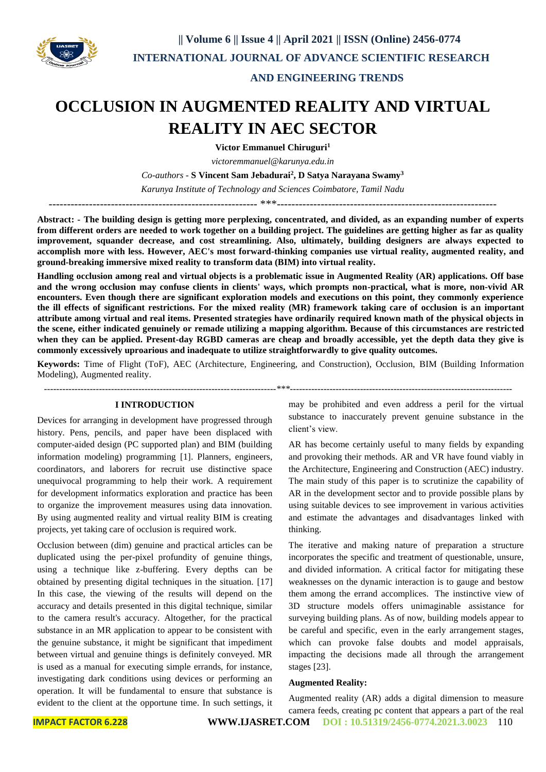# OCCLUSION IN AUGMENTED REALITY AND VIRTUAL REALITY IN AEC SECTOR

**Victor Emmanuel Chiruguri[1]**

*victoremmanuel@karunya.edu.in*

*Co-authors* - **S Vincent Sam Jebadurai[2], D Satya Narayana Swamy[3]**

*Karunya Institute of Technology and Sciences Coimbatore, Tamil Nadu*

---

**Abstract: - The building design is getting more perplexing, concentrated, and divided, as an expanding number of experts from different orders are needed to work together on a building project. The guidelines are getting higher as far as quality improvement, squander decrease, and cost streamlining. Also, ultimately, building designers are always expected to accomplish more with less. However, AEC's most forward-thinking companies use virtual reality, augmented reality, and ground-breaking immersive mixed reality to transform data (BIM) into virtual reality.**

**Handling occlusion among real and virtual objects is a problematic issue in Augmented Reality (AR) applications. Off base and the wrong occlusion may confuse clients in clients' ways, which prompts non-practical, what is more, non-vivid AR encounters. Even though there are significant exploration models and executions on this point, they commonly experience the ill effects of significant restrictions. For the mixed reality (MR) framework taking care of occlusion is an important attribute among virtual and real items. Presented strategies have ordinarily required known math of the physical objects in the scene, either indicated genuinely or remade utilizing a mapping algorithm. Because of this circumstances are restricted when they can be applied. Present-day RGBD cameras are cheap and broadly accessible, yet the depth data they give is commonly excessively uproarious and inadequate to utilize straightforwardly to give quality outcomes.**

**Keywords:** Time of Flight (ToF), AEC (Architecture, Engineering, and Construction), Occlusion, BIM (Building Information Modeling), Augmented reality.

---

## I INTRODUCTION

Devices for arranging in development have progressed through history. Pens, pencils, and paper have been displaced with computer-aided design (PC supported plan) and BIM (building information modeling) programming [1]. Planners, engineers, coordinators, and laborers for recruit use distinctive space unequivocal programming to help their work. A requirement for development informatics exploration and practice has been to organize the improvement measures using data innovation. By using augmented reality and virtual reality BIM is creating projects, yet taking care of occlusion is required work.

Occlusion between (dim) genuine and practical articles can be duplicated using the per-pixel profundity of genuine things, using a technique like z-buffering. Every depths can be obtained by presenting digital techniques in the situation. [17] In this case, the viewing of the results will depend on the accuracy and details presented in this digital technique, similar to the camera result's accuracy. Altogether, for the practical substance in an MR application to appear to be consistent with the genuine substance, it might be significant that impediment between virtual and genuine things is definitely conveyed. MR is used as a manual for executing simple errands, for instance, investigating dark conditions using devices or performing an operation. It will be fundamental to ensure that substance is evident to the client at the opportune time. In such settings, it may be prohibited and even address a peril for the virtual substance to inaccurately prevent genuine substance in the client's view.

AR has become certainly useful to many fields by expanding and provoking their methods. AR and VR have found viably in the Architecture, Engineering and Construction (AEC) industry. The main study of this paper is to scrutinize the capability of AR in the development sector and to provide possible plans by using suitable devices to see improvement in various activities and estimate the advantages and disadvantages linked with thinking.

The iterative and making nature of preparation a structure incorporates the specific and treatment of questionable, unsure, and divided information. A critical factor for mitigating these weaknesses on the dynamic interaction is to gauge and bestow them among the errand accomplices. The instinctive view of 3D structure models offers unimaginable assistance for surveying building plans. As of now, building models appear to be careful and specific, even in the early arrangement stages, which can provoke false doubts and model appraisals, impacting the decisions made all through the arrangement stages [23].

**Augmented Reality:**

Augmented reality (AR) adds a digital dimension to measure camera feeds, creating pc content that appears a part of the real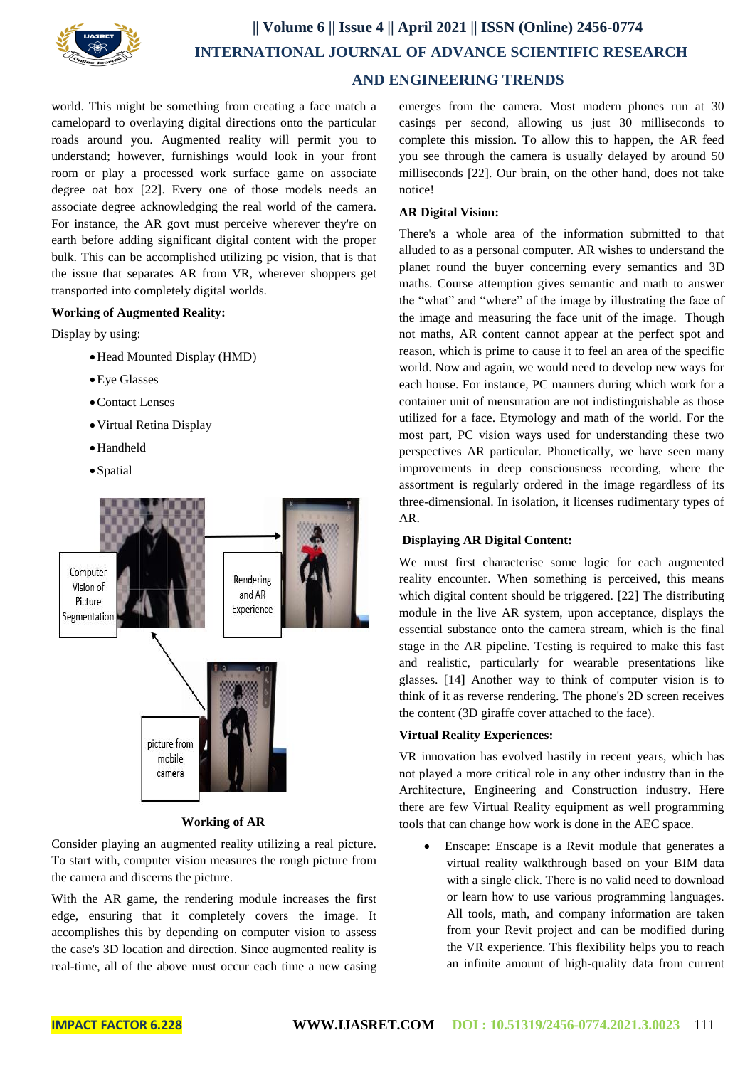world. This might be something from creating a face match a camelopard to overlaying digital directions onto the particular roads around you. Augmented reality will permit you to understand; however, furnishings would look in your front room or play a processed work surface game on associate degree oat box [22]. Every one of those models needs an associate degree acknowledging the real world of the camera. For instance, the AR govt must perceive wherever they're on earth before adding significant digital content with the proper bulk. This can be accomplished utilizing pc vision, that is that the issue that separates AR from VR, wherever shoppers get transported into completely digital worlds.

**Working of Augmented Reality:**

Display by using:

- Head Mounted Display (HMD)
- Eye Glasses
- Contact Lenses
- Virtual Retina Display
- Handheld
- Spatial

Computer Vision of Picture Segmentation

Rendering and AR Experience

picture from mobile camera

**Working of AR**

Consider playing an augmented reality utilizing a real picture. To start with, computer vision measures the rough picture from the camera and discerns the picture.

With the AR game, the rendering module increases the first edge, ensuring that it completely covers the image. It accomplishes this by depending on computer vision to assess the case's 3D location and direction. Since augmented reality is real-time, all of the above must occur each time a new casing emerges from the camera. Most modern phones run at 30 casings per second, allowing us just 30 milliseconds to complete this mission. To allow this to happen, the AR feed you see through the camera is usually delayed by around 50 milliseconds [22]. Our brain, on the other hand, does not take notice!

**AR Digital Vision:**

There's a whole area of the information submitted to that alluded to as a personal computer. AR wishes to understand the planet round the buyer concerning every semantics and 3D maths. Course attemption gives semantic and math to answer the "what" and "where" of the image by illustrating the face of the image and measuring the face unit of the image. Though not maths, AR content cannot appear at the perfect spot and reason, which is prime to cause it to feel an area of the specific world. Now and again, we would need to develop new ways for each house. For instance, PC manners during which work for a container unit of mensuration are not indistinguishable as those utilized for a face. Etymology and math of the world. For the most part, PC vision ways used for understanding these two perspectives AR particular. Phonetically, we have seen many improvements in deep consciousness recording, where the assortment is regularly ordered in the image regardless of its three-dimensional. In isolation, it licenses rudimentary types of AR.

**Displaying AR Digital Content:**

We must first characterise some logic for each augmented reality encounter. When something is perceived, this means which digital content should be triggered. [22] The distributing module in the live AR system, upon acceptance, displays the essential substance onto the camera stream, which is the final stage in the AR pipeline. Testing is required to make this fast and realistic, particularly for wearable presentations like glasses. [14] Another way to think of computer vision is to think of it as reverse rendering. The phone's 2D screen receives the content (3D giraffe cover attached to the face).

**Virtual Reality Experiences:**

VR innovation has evolved hastily in recent years, which has not played a more critical role in any other industry than in the Architecture, Engineering and Construction industry. Here there are few Virtual Reality equipment as well programming tools that can change how work is done in the AEC space.

- Enscape: Enscape is a Revit module that generates a virtual reality walkthrough based on your BIM data with a single click. There is no valid need to download or learn how to use various programming languages. All tools, math, and company information are taken from your Revit project and can be modified during the VR experience. This flexibility helps you to reach an infinite amount of high-quality data from current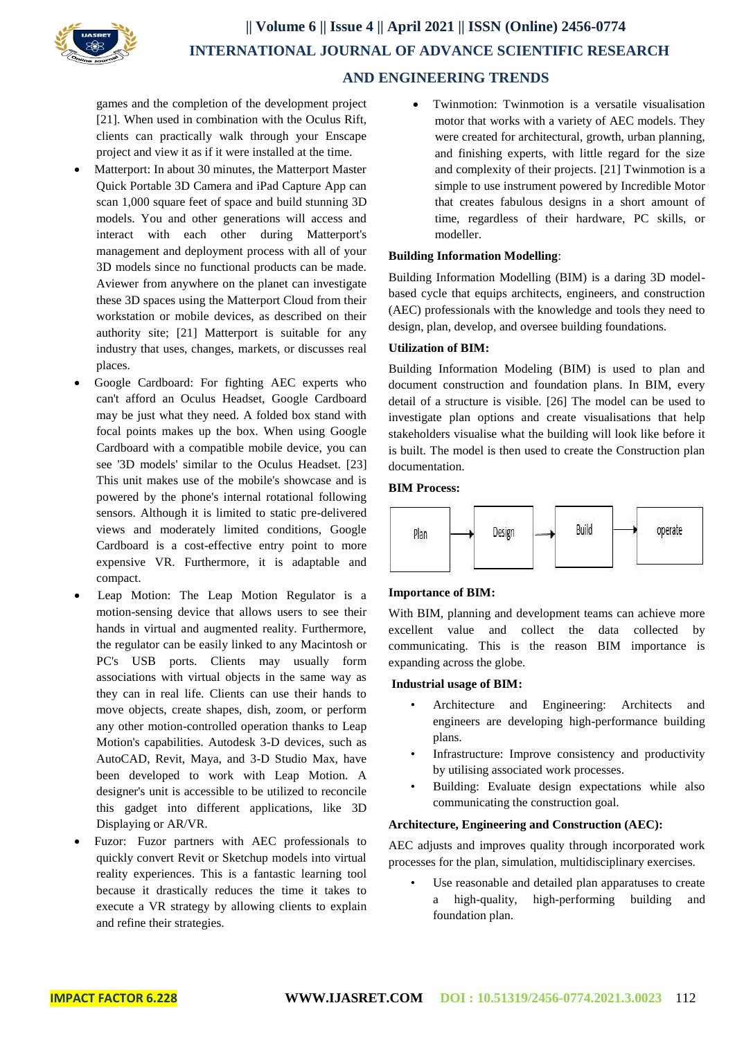games and the completion of the development project [21]. When used in combination with the Oculus Rift, clients can practically walk through your Enscape project and view it as if it were installed at the time.

- Matterport: In about 30 minutes, the Matterport Master Quick Portable 3D Camera and iPad Capture App can scan 1,000 square feet of space and build stunning 3D models. You and other generations will access and interact with each other during Matterport's management and deployment process with all of your 3D models since no functional products can be made. Aviewer from anywhere on the planet can investigate these 3D spaces using the Matterport Cloud from their workstation or mobile devices, as described on their authority site; [21] Matterport is suitable for any industry that uses, changes, markets, or discusses real places.
- Google Cardboard: For fighting AEC experts who can't afford an Oculus Headset, Google Cardboard may be just what they need. A folded box stand with focal points makes up the box. When using Google Cardboard with a compatible mobile device, you can see '3D models' similar to the Oculus Headset. [23] This unit makes use of the mobile's showcase and is powered by the phone's internal rotational following sensors. Although it is limited to static pre-delivered views and moderately limited conditions, Google Cardboard is a cost-effective entry point to more expensive VR. Furthermore, it is adaptable and compact.
- Leap Motion: The Leap Motion Regulator is a motion-sensing device that allows users to see their hands in virtual and augmented reality. Furthermore, the regulator can be easily linked to any Macintosh or PC's USB ports. Clients may usually form associations with virtual objects in the same way as they can in real life. Clients can use their hands to move objects, create shapes, dish, zoom, or perform any other motion-controlled operation thanks to Leap Motion's capabilities. Autodesk 3-D devices, such as AutoCAD, Revit, Maya, and 3-D Studio Max, have been developed to work with Leap Motion. A designer's unit is accessible to be utilized to reconcile this gadget into different applications, like 3D Displaying or AR/VR.
- Fuzor: Fuzor partners with AEC professionals to quickly convert Revit or Sketchup models into virtual reality experiences. This is a fantastic learning tool because it drastically reduces the time it takes to execute a VR strategy by allowing clients to explain and refine their strategies.
- Twinmotion: Twinmotion is a versatile visualisation motor that works with a variety of AEC models. They were created for architectural, growth, urban planning, and finishing experts, with little regard for the size and complexity of their projects. [21] Twinmotion is a simple to use instrument powered by Incredible Motor that creates fabulous designs in a short amount of time, regardless of their hardware, PC skills, or modeller.

**Building Information Modelling**:

Building Information Modelling (BIM) is a daring 3D model-based cycle that equips architects, engineers, and construction (AEC) professionals with the knowledge and tools they need to design, plan, develop, and oversee building foundations.

**Utilization of BIM:**

Building Information Modeling (BIM) is used to plan and document construction and foundation plans. In BIM, every detail of a structure is visible. [26] The model can be used to investigate plan options and create visualisations that help stakeholders visualise what the building will look like before it is built. The model is then used to create the Construction plan documentation.

**BIM Process:**

Plan → Design → Build → operate

**Importance of BIM:**

With BIM, planning and development teams can achieve more excellent value and collect the data collected by communicating. This is the reason BIM importance is expanding across the globe.

**Industrial usage of BIM:**

- Architecture and Engineering: Architects and engineers are developing high-performance building plans.
- Infrastructure: Improve consistency and productivity by utilising associated work processes.
- Building: Evaluate design expectations while also communicating the construction goal.

**Architecture, Engineering and Construction (AEC):**

AEC adjusts and improves quality through incorporated work processes for the plan, simulation, multidisciplinary exercises.

- Use reasonable and detailed plan apparatuses to create a high-quality, high-performing building and foundation plan.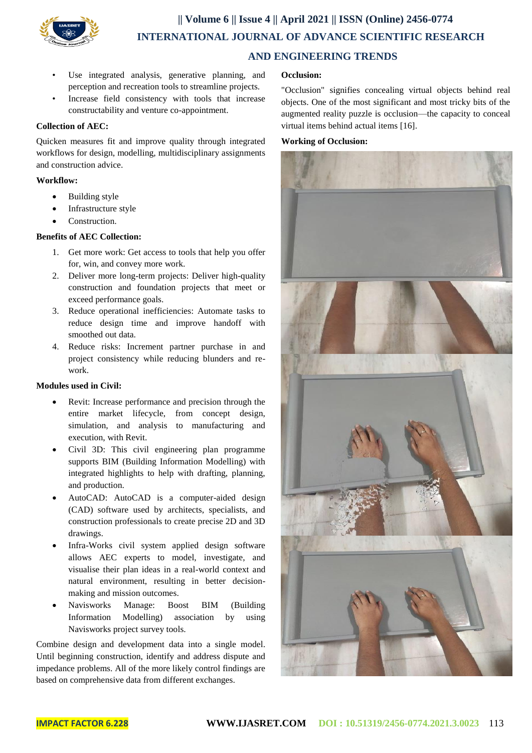- Use integrated analysis, generative planning, and perception and recreation tools to streamline projects.
- Increase field consistency with tools that increase constructability and venture co-appointment.

**Collection of AEC:**

Quicken measures fit and improve quality through integrated workflows for design, modelling, multidisciplinary assignments and construction advice.

**Workflow:**

- Building style
- Infrastructure style
- Construction.

**Benefits of AEC Collection:**

1. Get more work: Get access to tools that help you offer for, win, and convey more work.
2. Deliver more long-term projects: Deliver high-quality construction and foundation projects that meet or exceed performance goals.
3. Reduce operational inefficiencies: Automate tasks to reduce design time and improve handoff with smoothed out data.
4. Reduce risks: Increment partner purchase in and project consistency while reducing blunders and re-work.

**Modules used in Civil:**

- Revit: Increase performance and precision through the entire market lifecycle, from concept design, simulation, and analysis to manufacturing and execution, with Revit.
- Civil 3D: This civil engineering plan programme supports BIM (Building Information Modelling) with integrated highlights to help with drafting, planning, and production.
- AutoCAD: AutoCAD is a computer-aided design (CAD) software used by architects, specialists, and construction professionals to create precise 2D and 3D drawings.
- Infra-Works civil system applied design software allows AEC experts to model, investigate, and visualise their plan ideas in a real-world context and natural environment, resulting in better decision-making and mission outcomes.
- Navisworks Manage: Boost BIM (Building Information Modelling) association by using Navisworks project survey tools.

Combine design and development data into a single model. Until beginning construction, identify and address dispute and impedance problems. All of the more likely control findings are based on comprehensive data from different exchanges.

**Occlusion:**

"Occlusion" signifies concealing virtual objects behind real objects. One of the most significant and most tricky bits of the augmented reality puzzle is occlusion—the capacity to conceal virtual items behind actual items [16].

**Working of Occlusion:**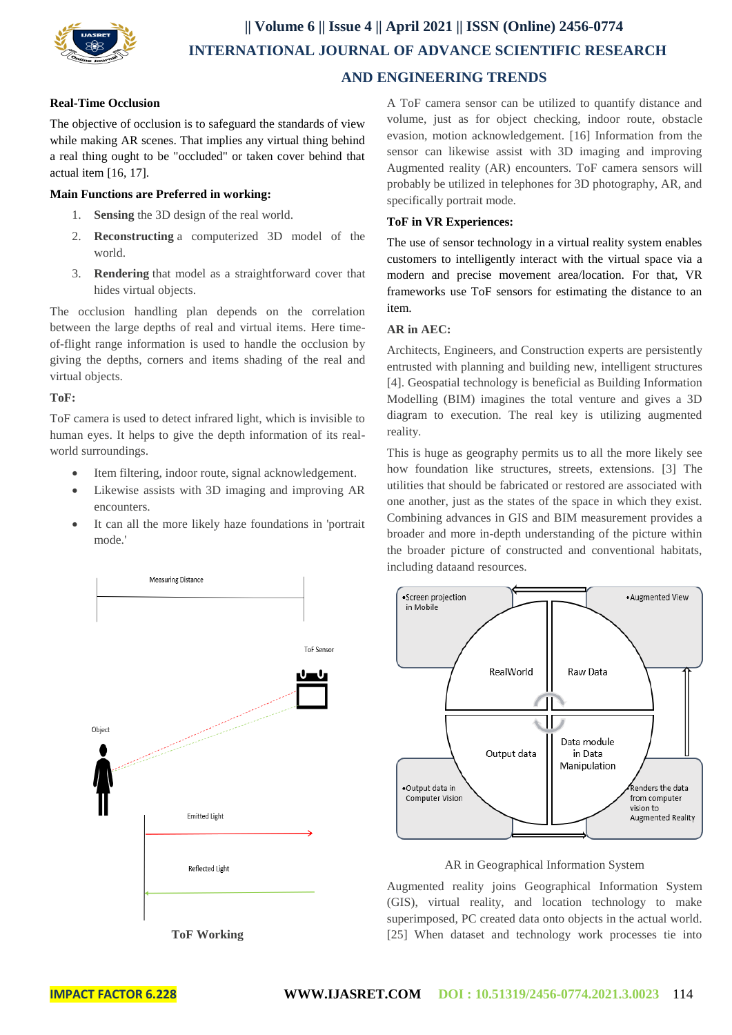### Real-Time Occlusion

The objective of occlusion is to safeguard the standards of view while making AR scenes. That implies any virtual thing behind a real thing ought to be "occluded" or taken cover behind that actual item [16, 17].

#### Main Functions are Preferred in working:

1. **Sensing** the 3D design of the real world.
2. **Reconstructing** a computerized 3D model of the world.
3. **Rendering** that model as a straightforward cover that hides virtual objects.

The occlusion handling plan depends on the correlation between the large depths of real and virtual items. Here time-of-flight range information is used to handle the occlusion by giving the depths, corners and items shading of the real and virtual objects.

### ToF:

ToF camera is used to detect infrared light, which is invisible to human eyes. It helps to give the depth information of its real-world surroundings.

- Item filtering, indoor route, signal acknowledgement.
- Likewise assists with 3D imaging and improving AR encounters.
- It can all the more likely haze foundations in 'portrait mode.'

**ToF Working**

A ToF camera sensor can be utilized to quantify distance and volume, just as for object checking, indoor route, obstacle evasion, motion acknowledgement. [16] Information from the sensor can likewise assist with 3D imaging and improving Augmented reality (AR) encounters. ToF camera sensors will probably be utilized in telephones for 3D photography, AR, and specifically portrait mode.

### ToF in VR Experiences:

The use of sensor technology in a virtual reality system enables customers to intelligently interact with the virtual space via a modern and precise movement area/location. For that, VR frameworks use ToF sensors for estimating the distance to an item.

### AR in AEC:

Architects, Engineers, and Construction experts are persistently entrusted with planning and building new, intelligent structures [4]. Geospatial technology is beneficial as Building Information Modelling (BIM) imagines the total venture and gives a 3D diagram to execution. The real key is utilizing augmented reality.

This is huge as geography permits us to all the more likely see how foundation like structures, streets, extensions. [3] The utilities that should be fabricated or restored are associated with one another, just as the states of the space in which they exist. Combining advances in GIS and BIM measurement provides a broader and more in-depth understanding of the picture within the broader picture of constructed and conventional habitats, including dataand resources.

AR in Geographical Information System

Augmented reality joins Geographical Information System (GIS), virtual reality, and location technology to make superimposed, PC created data onto objects in the actual world. [25] When dataset and technology work processes tie into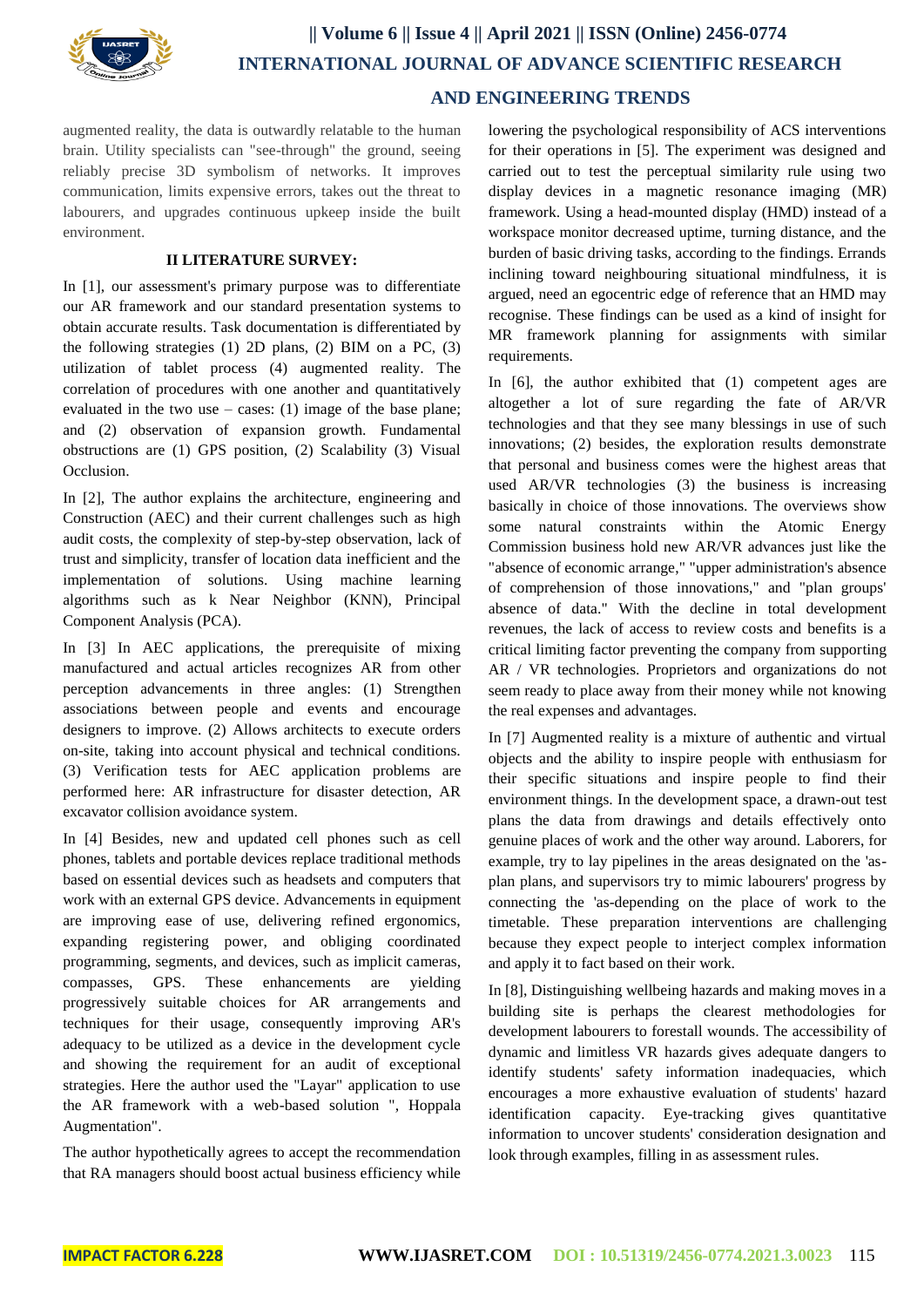augmented reality, the data is outwardly relatable to the human brain. Utility specialists can "see-through" the ground, seeing reliably precise 3D symbolism of networks. It improves communication, limits expensive errors, takes out the threat to labourers, and upgrades continuous upkeep inside the built environment.

## II LITERATURE SURVEY:

In [1], our assessment's primary purpose was to differentiate our AR framework and our standard presentation systems to obtain accurate results. Task documentation is differentiated by the following strategies (1) 2D plans, (2) BIM on a PC, (3) utilization of tablet process (4) augmented reality. The correlation of procedures with one another and quantitatively evaluated in the two use – cases: (1) image of the base plane; and (2) observation of expansion growth. Fundamental obstructions are (1) GPS position, (2) Scalability (3) Visual Occlusion.

In [2], The author explains the architecture, engineering and Construction (AEC) and their current challenges such as high audit costs, the complexity of step-by-step observation, lack of trust and simplicity, transfer of location data inefficient and the implementation of solutions. Using machine learning algorithms such as k Near Neighbor (KNN), Principal Component Analysis (PCA).

In [3] In AEC applications, the prerequisite of mixing manufactured and actual articles recognizes AR from other perception advancements in three angles: (1) Strengthen associations between people and events and encourage designers to improve. (2) Allows architects to execute orders on-site, taking into account physical and technical conditions. (3) Verification tests for AEC application problems are performed here: AR infrastructure for disaster detection, AR excavator collision avoidance system.

In [4] Besides, new and updated cell phones such as cell phones, tablets and portable devices replace traditional methods based on essential devices such as headsets and computers that work with an external GPS device. Advancements in equipment are improving ease of use, delivering refined ergonomics, expanding registering power, and obliging coordinated programming, segments, and devices, such as implicit cameras, compasses, GPS. These enhancements are yielding progressively suitable choices for AR arrangements and techniques for their usage, consequently improving AR's adequacy to be utilized as a device in the development cycle and showing the requirement for an audit of exceptional strategies. Here the author used the "Layar" application to use the AR framework with a web-based solution ", Hoppala Augmentation".

The author hypothetically agrees to accept the recommendation that RA managers should boost actual business efficiency while lowering the psychological responsibility of ACS interventions for their operations in [5]. The experiment was designed and carried out to test the perceptual similarity rule using two display devices in a magnetic resonance imaging (MR) framework. Using a head-mounted display (HMD) instead of a workspace monitor decreased uptime, turning distance, and the burden of basic driving tasks, according to the findings. Errands inclining toward neighbouring situational mindfulness, it is argued, need an egocentric edge of reference that an HMD may recognise. These findings can be used as a kind of insight for MR framework planning for assignments with similar requirements.

In [6], the author exhibited that (1) competent ages are altogether a lot of sure regarding the fate of AR/VR technologies and that they see many blessings in use of such innovations; (2) besides, the exploration results demonstrate that personal and business comes were the highest areas that used AR/VR technologies (3) the business is increasing basically in choice of those innovations. The overviews show some natural constraints within the Atomic Energy Commission business hold new AR/VR advances just like the "absence of economic arrange," "upper administration's absence of comprehension of those innovations," and "plan groups' absence of data." With the decline in total development revenues, the lack of access to review costs and benefits is a critical limiting factor preventing the company from supporting AR / VR technologies. Proprietors and organizations do not seem ready to place away from their money while not knowing the real expenses and advantages.

In [7] Augmented reality is a mixture of authentic and virtual objects and the ability to inspire people with enthusiasm for their specific situations and inspire people to find their environment things. In the development space, a drawn-out test plans the data from drawings and details effectively onto genuine places of work and the other way around. Laborers, for example, try to lay pipelines in the areas designated on the 'as-plan plans, and supervisors try to mimic labourers' progress by connecting the 'as-depending on the place of work to the timetable. These preparation interventions are challenging because they expect people to interject complex information and apply it to fact based on their work.

In [8], Distinguishing wellbeing hazards and making moves in a building site is perhaps the clearest methodologies for development labourers to forestall wounds. The accessibility of dynamic and limitless VR hazards gives adequate dangers to identify students' safety information inadequacies, which encourages a more exhaustive evaluation of students' hazard identification capacity. Eye-tracking gives quantitative information to uncover students' consideration designation and look through examples, filling in as assessment rules.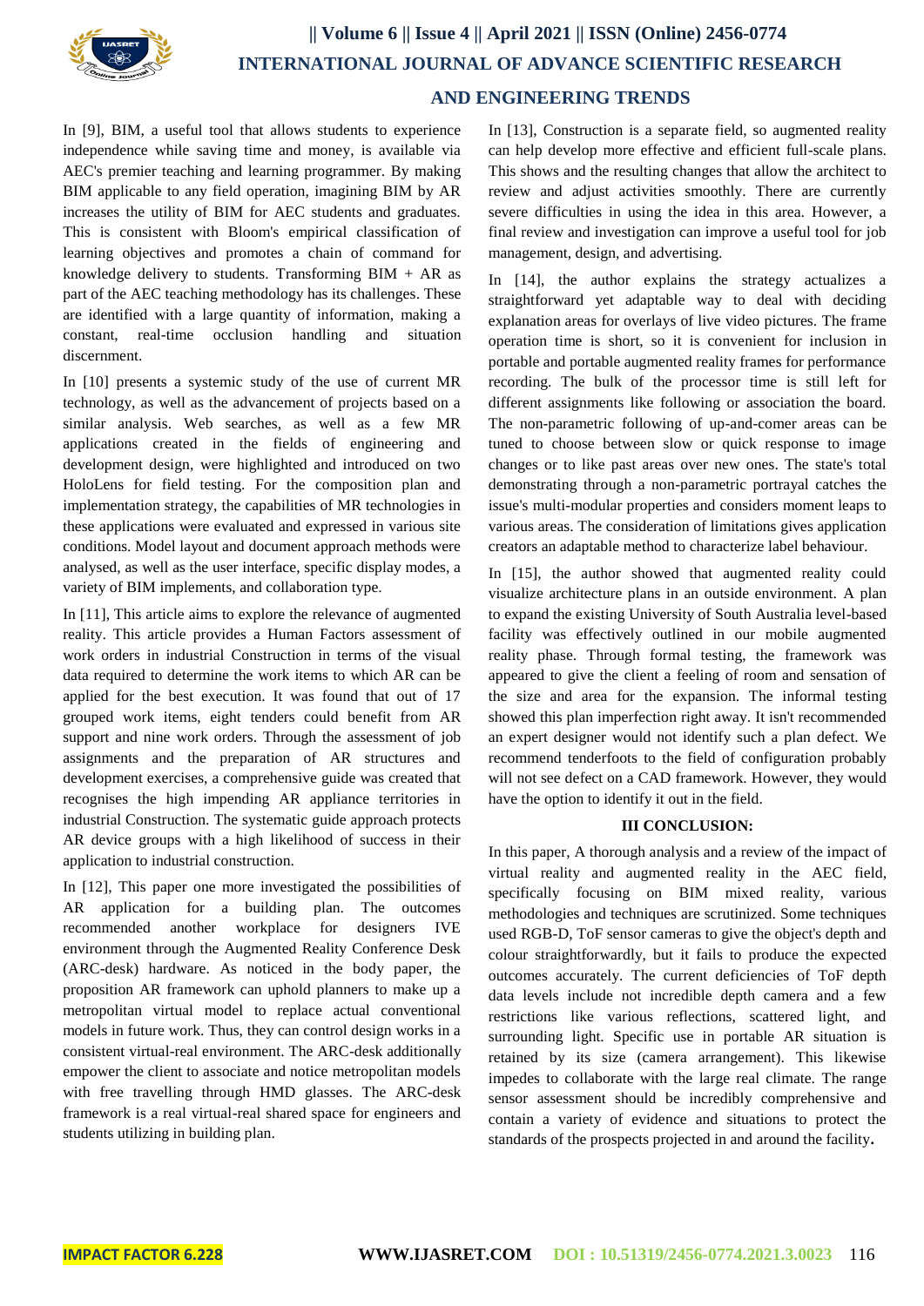In [9], BIM, a useful tool that allows students to experience independence while saving time and money, is available via AEC's premier teaching and learning programmer. By making BIM applicable to any field operation, imagining BIM by AR increases the utility of BIM for AEC students and graduates. This is consistent with Bloom's empirical classification of learning objectives and promotes a chain of command for knowledge delivery to students. Transforming BIM + AR as part of the AEC teaching methodology has its challenges. These are identified with a large quantity of information, making a constant, real-time occlusion handling and situation discernment.

In [10] presents a systemic study of the use of current MR technology, as well as the advancement of projects based on a similar analysis. Web searches, as well as a few MR applications created in the fields of engineering and development design, were highlighted and introduced on two HoloLens for field testing. For the composition plan and implementation strategy, the capabilities of MR technologies in these applications were evaluated and expressed in various site conditions. Model layout and document approach methods were analysed, as well as the user interface, specific display modes, a variety of BIM implements, and collaboration type.

In [11], This article aims to explore the relevance of augmented reality. This article provides a Human Factors assessment of work orders in industrial Construction in terms of the visual data required to determine the work items to which AR can be applied for the best execution. It was found that out of 17 grouped work items, eight tenders could benefit from AR support and nine work orders. Through the assessment of job assignments and the preparation of AR structures and development exercises, a comprehensive guide was created that recognises the high impending AR appliance territories in industrial Construction. The systematic guide approach protects AR device groups with a high likelihood of success in their application to industrial construction.

In [12], This paper one more investigated the possibilities of AR application for a building plan. The outcomes recommended another workplace for designers IVE environment through the Augmented Reality Conference Desk (ARC-desk) hardware. As noticed in the body paper, the proposition AR framework can uphold planners to make up a metropolitan virtual model to replace actual conventional models in future work. Thus, they can control design works in a consistent virtual-real environment. The ARC-desk additionally empower the client to associate and notice metropolitan models with free travelling through HMD glasses. The ARC-desk framework is a real virtual-real shared space for engineers and students utilizing in building plan.

In [13], Construction is a separate field, so augmented reality can help develop more effective and efficient full-scale plans. This shows and the resulting changes that allow the architect to review and adjust activities smoothly. There are currently severe difficulties in using the idea in this area. However, a final review and investigation can improve a useful tool for job management, design, and advertising.

In [14], the author explains the strategy actualizes a straightforward yet adaptable way to deal with deciding explanation areas for overlays of live video pictures. The frame operation time is short, so it is convenient for inclusion in portable and portable augmented reality frames for performance recording. The bulk of the processor time is still left for different assignments like following or association the board. The non-parametric following of up-and-comer areas can be tuned to choose between slow or quick response to image changes or to like past areas over new ones. The state's total demonstrating through a non-parametric portrayal catches the issue's multi-modular properties and considers moment leaps to various areas. The consideration of limitations gives application creators an adaptable method to characterize label behaviour.

In [15], the author showed that augmented reality could visualize architecture plans in an outside environment. A plan to expand the existing University of South Australia level-based facility was effectively outlined in our mobile augmented reality phase. Through formal testing, the framework was appeared to give the client a feeling of room and sensation of the size and area for the expansion. The informal testing showed this plan imperfection right away. It isn't recommended an expert designer would not identify such a plan defect. We recommend tenderfoots to the field of configuration probably will not see defect on a CAD framework. However, they would have the option to identify it out in the field.

## III CONCLUSION:

In this paper, A thorough analysis and a review of the impact of virtual reality and augmented reality in the AEC field, specifically focusing on BIM mixed reality, various methodologies and techniques are scrutinized. Some techniques used RGB-D, ToF sensor cameras to give the object's depth and colour straightforwardly, but it fails to produce the expected outcomes accurately. The current deficiencies of ToF depth data levels include not incredible depth camera and a few restrictions like various reflections, scattered light, and surrounding light. Specific use in portable AR situation is retained by its size (camera arrangement). This likewise impedes to collaborate with the large real climate. The range sensor assessment should be incredibly comprehensive and contain a variety of evidence and situations to protect the standards of the prospects projected in and around the facility**.**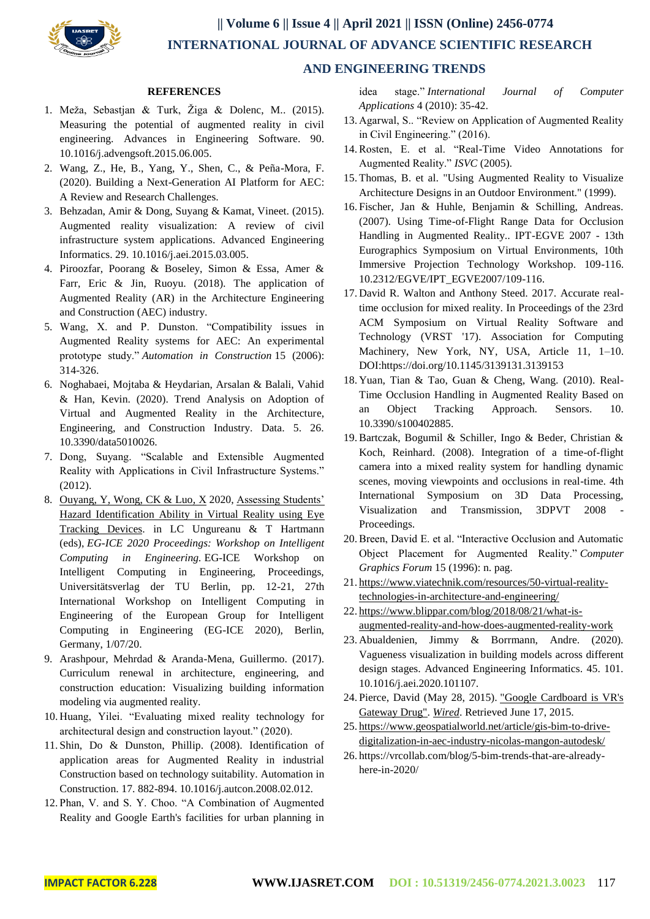## REFERENCES

1. Meža, Sebastjan & Turk, Žiga & Dolenc, M.. (2015). Measuring the potential of augmented reality in civil engineering. Advances in Engineering Software. 90. 10.1016/j.advengsoft.2015.06.005.
2. Wang, Z., He, B., Yang, Y., Shen, C., & Peña-Mora, F. (2020). Building a Next-Generation AI Platform for AEC: A Review and Research Challenges.
3. Behzadan, Amir & Dong, Suyang & Kamat, Vineet. (2015). Augmented reality visualization: A review of civil infrastructure system applications. Advanced Engineering Informatics. 29. 10.1016/j.aei.2015.03.005.
4. Piroozfar, Poorang & Boseley, Simon & Essa, Amer & Farr, Eric & Jin, Ruoyu. (2018). The application of Augmented Reality (AR) in the Architecture Engineering and Construction (AEC) industry.
5. Wang, X. and P. Dunston. "Compatibility issues in Augmented Reality systems for AEC: An experimental prototype study." *Automation in Construction* 15 (2006): 314-326.
6. Noghabaei, Mojtaba & Heydarian, Arsalan & Balali, Vahid & Han, Kevin. (2020). Trend Analysis on Adoption of Virtual and Augmented Reality in the Architecture, Engineering, and Construction Industry. Data. 5. 26. 10.3390/data5010026.
7. Dong, Suyang. "Scalable and Extensible Augmented Reality with Applications in Civil Infrastructure Systems." (2012).
8. Ouyang, Y, Wong, CK & Luo, X 2020, Assessing Students' Hazard Identification Ability in Virtual Reality using Eye Tracking Devices. in LC Ungureanu & T Hartmann (eds), *EG-ICE 2020 Proceedings: Workshop on Intelligent Computing in Engineering.* EG-ICE Workshop on Intelligent Computing in Engineering, Proceedings, Universitätsverlag der TU Berlin, pp. 12-21, 27th International Workshop on Intelligent Computing in Engineering of the European Group for Intelligent Computing in Engineering (EG-ICE 2020), Berlin, Germany, 1/07/20.
9. Arashpour, Mehrdad & Aranda-Mena, Guillermo. (2017). Curriculum renewal in architecture, engineering, and construction education: Visualizing building information modeling via augmented reality.
10. Huang, Yilei. "Evaluating mixed reality technology for architectural design and construction layout." (2020).
11. Shin, Do & Dunston, Phillip. (2008). Identification of application areas for Augmented Reality in industrial Construction based on technology suitability. Automation in Construction. 17. 882-894. 10.1016/j.autcon.2008.02.012.
12. Phan, V. and S. Y. Choo. "A Combination of Augmented Reality and Google Earth's facilities for urban planning in idea stage." *International Journal of Computer Applications* 4 (2010): 35-42.
13. Agarwal, S.. "Review on Application of Augmented Reality in Civil Engineering." (2016).
14. Rosten, E. et al. "Real-Time Video Annotations for Augmented Reality." *ISVC* (2005).
15. Thomas, B. et al. "Using Augmented Reality to Visualize Architecture Designs in an Outdoor Environment." (1999).
16. Fischer, Jan & Huhle, Benjamin & Schilling, Andreas. (2007). Using Time-of-Flight Range Data for Occlusion Handling in Augmented Reality.. IPT-EGVE 2007 - 13th Eurographics Symposium on Virtual Environments, 10th Immersive Projection Technology Workshop. 109-116. 10.2312/EGVE/IPT_EGVE2007/109-116.
17. David R. Walton and Anthony Steed. 2017. Accurate real-time occlusion for mixed reality. In Proceedings of the 23rd ACM Symposium on Virtual Reality Software and Technology (VRST '17). Association for Computing Machinery, New York, NY, USA, Article 11, 1–10. DOI:https://doi.org/10.1145/3139131.3139153
18. Yuan, Tian & Tao, Guan & Cheng, Wang. (2010). Real-Time Occlusion Handling in Augmented Reality Based on an Object Tracking Approach. Sensors. 10. 10.3390/s100402885.
19. Bartczak, Bogumil & Schiller, Ingo & Beder, Christian & Koch, Reinhard. (2008). Integration of a time-of-flight camera into a mixed reality system for handling dynamic scenes, moving viewpoints and occlusions in real-time. 4th International Symposium on 3D Data Processing, Visualization and Transmission, 3DPVT 2008 - Proceedings.
20. Breen, David E. et al. "Interactive Occlusion and Automatic Object Placement for Augmented Reality." *Computer Graphics Forum* 15 (1996): n. pag.
21. https://www.viatechnik.com/resources/50-virtual-reality-technologies-in-architecture-and-engineering/
22. https://www.blippar.com/blog/2018/08/21/what-is-augmented-reality-and-how-does-augmented-reality-work
23. Abualdenien, Jimmy & Borrmann, Andre. (2020). Vagueness visualization in building models across different design stages. Advanced Engineering Informatics. 45. 101. 10.1016/j.aei.2020.101107.
24. Pierce, David (May 28, 2015). "Google Cardboard is VR's Gateway Drug". *Wired*. Retrieved June 17, 2015.
25. https://www.geospatialworld.net/article/gis-bim-to-drive-digitalization-in-aec-industry-nicolas-mangon-autodesk/
26. https://vrcollab.com/blog/5-bim-trends-that-are-already-here-in-2020/